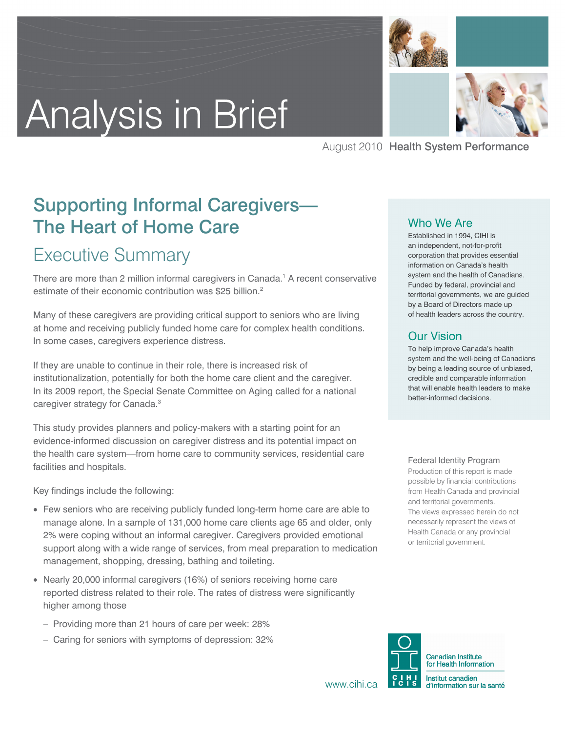# Analysis in Brief

August 2010 **Health System Performance**

## Supporting Informal Caregivers—The Heart of Home Care

### Executive Summary

There are more than 2 million informal caregivers in Canada.[1] A recent conservative estimate of their economic contribution was $25 billion.[2]

Many of these caregivers are providing critical support to seniors who are living at home and receiving publicly funded home care for complex health conditions. In some cases, caregivers experience distress.

If they are unable to continue in their role, there is increased risk of institutionalization, potentially for both the home care client and the caregiver. In its 2009 report, the Special Senate Committee on Aging called for a national caregiver strategy for Canada.[3]

This study provides planners and policy-makers with a starting point for an evidence-informed discussion on caregiver distress and its potential impact on the health care system—from home care to community services, residential care facilities and hospitals.

Key findings include the following:

- Few seniors who are receiving publicly funded long-term home care are able to manage alone. In a sample of 131,000 home care clients age 65 and older, only 2% were coping without an informal caregiver. Caregivers provided emotional support along with a wide range of services, from meal preparation to medication management, shopping, dressing, bathing and toileting.
- Nearly 20,000 informal caregivers (16%) of seniors receiving home care reported distress related to their role. The rates of distress were significantly higher among those
  - Providing more than 21 hours of care per week: 28%
  - Caring for seniors with symptoms of depression: 32%

### Who We Are

Established in 1994, CIHI is an independent, not-for-profit corporation that provides essential information on Canada's health system and the health of Canadians. Funded by federal, provincial and territorial governments, we are guided by a Board of Directors made up of health leaders across the country.

### Our Vision

To help improve Canada's health system and the well-being of Canadians by being a leading source of unbiased, credible and comparable information that will enable health leaders to make better-informed decisions.

Federal Identity Program

Production of this report is made possible by financial contributions from Health Canada and provincial and territorial governments. The views expressed herein do not necessarily represent the views of Health Canada or any provincial or territorial government.

www.cihi.ca

Canadian Institute for Health Information
Institut canadien d'information sur la santé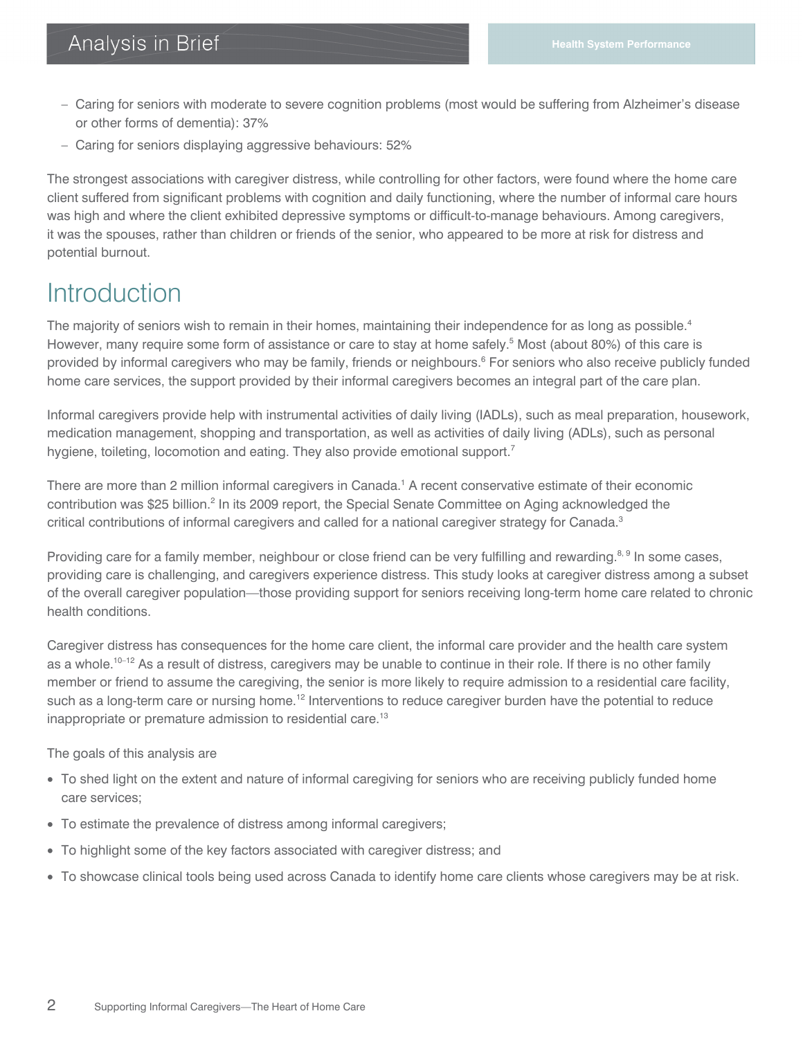- Caring for seniors with moderate to severe cognition problems (most would be suffering from Alzheimer's disease or other forms of dementia): 37%
- Caring for seniors displaying aggressive behaviours: 52%

The strongest associations with caregiver distress, while controlling for other factors, were found where the home care client suffered from significant problems with cognition and daily functioning, where the number of informal care hours was high and where the client exhibited depressive symptoms or difficult-to-manage behaviours. Among caregivers, it was the spouses, rather than children or friends of the senior, who appeared to be more at risk for distress and potential burnout.

# Introduction

The majority of seniors wish to remain in their homes, maintaining their independence for as long as possible.[4] However, many require some form of assistance or care to stay at home safely.[5] Most (about 80%) of this care is provided by informal caregivers who may be family, friends or neighbours.[6] For seniors who also receive publicly funded home care services, the support provided by their informal caregivers becomes an integral part of the care plan.

Informal caregivers provide help with instrumental activities of daily living (IADLs), such as meal preparation, housework, medication management, shopping and transportation, as well as activities of daily living (ADLs), such as personal hygiene, toileting, locomotion and eating. They also provide emotional support.[7]

There are more than 2 million informal caregivers in Canada.[1] A recent conservative estimate of their economic contribution was $25 billion.[2] In its 2009 report, the Special Senate Committee on Aging acknowledged the critical contributions of informal caregivers and called for a national caregiver strategy for Canada.[3]

Providing care for a family member, neighbour or close friend can be very fulfilling and rewarding.[8, 9] In some cases, providing care is challenging, and caregivers experience distress. This study looks at caregiver distress among a subset of the overall caregiver population—those providing support for seniors receiving long-term home care related to chronic health conditions.

Caregiver distress has consequences for the home care client, the informal care provider and the health care system as a whole.[10–12] As a result of distress, caregivers may be unable to continue in their role. If there is no other family member or friend to assume the caregiving, the senior is more likely to require admission to a residential care facility, such as a long-term care or nursing home.[12] Interventions to reduce caregiver burden have the potential to reduce inappropriate or premature admission to residential care.[13]

The goals of this analysis are

- To shed light on the extent and nature of informal caregiving for seniors who are receiving publicly funded home care services;
- To estimate the prevalence of distress among informal caregivers;
- To highlight some of the key factors associated with caregiver distress; and
- To showcase clinical tools being used across Canada to identify home care clients whose caregivers may be at risk.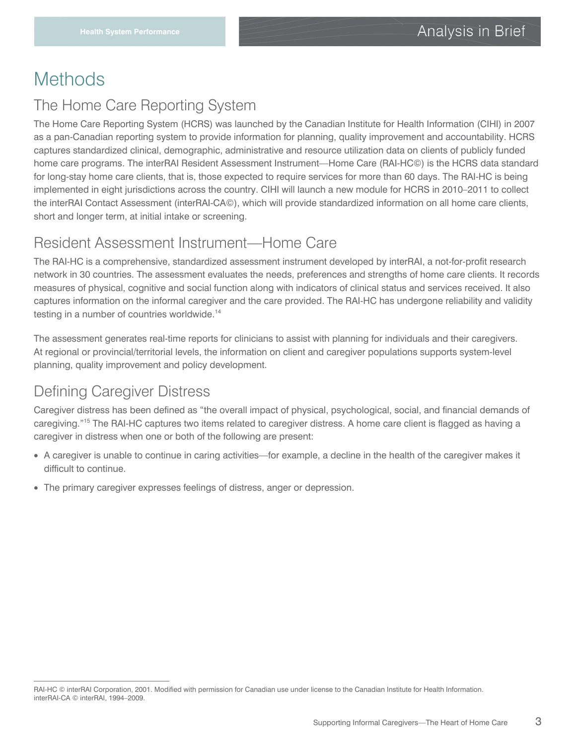# Methods

## The Home Care Reporting System

The Home Care Reporting System (HCRS) was launched by the Canadian Institute for Health Information (CIHI) in 2007 as a pan-Canadian reporting system to provide information for planning, quality improvement and accountability. HCRS captures standardized clinical, demographic, administrative and resource utilization data on clients of publicly funded home care programs. The interRAI Resident Assessment Instrument—Home Care (RAI-HC©) is the HCRS data standard for long-stay home care clients, that is, those expected to require services for more than 60 days. The RAI-HC is being implemented in eight jurisdictions across the country. CIHI will launch a new module for HCRS in 2010–2011 to collect the interRAI Contact Assessment (interRAI-CA©), which will provide standardized information on all home care clients, short and longer term, at initial intake or screening.

## Resident Assessment Instrument—Home Care

The RAI-HC is a comprehensive, standardized assessment instrument developed by interRAI, a not-for-profit research network in 30 countries. The assessment evaluates the needs, preferences and strengths of home care clients. It records measures of physical, cognitive and social function along with indicators of clinical status and services received. It also captures information on the informal caregiver and the care provided. The RAI-HC has undergone reliability and validity testing in a number of countries worldwide.[14]

The assessment generates real-time reports for clinicians to assist with planning for individuals and their caregivers. At regional or provincial/territorial levels, the information on client and caregiver populations supports system-level planning, quality improvement and policy development.

## Defining Caregiver Distress

Caregiver distress has been defined as "the overall impact of physical, psychological, social, and financial demands of caregiving."[15] The RAI-HC captures two items related to caregiver distress. A home care client is flagged as having a caregiver in distress when one or both of the following are present:

- A caregiver is unable to continue in caring activities—for example, a decline in the health of the caregiver makes it difficult to continue.
- The primary caregiver expresses feelings of distress, anger or depression.

---

RAI-HC © interRAI Corporation, 2001. Modified with permission for Canadian use under license to the Canadian Institute for Health Information.
interRAI-CA © interRAI, 1994–2009.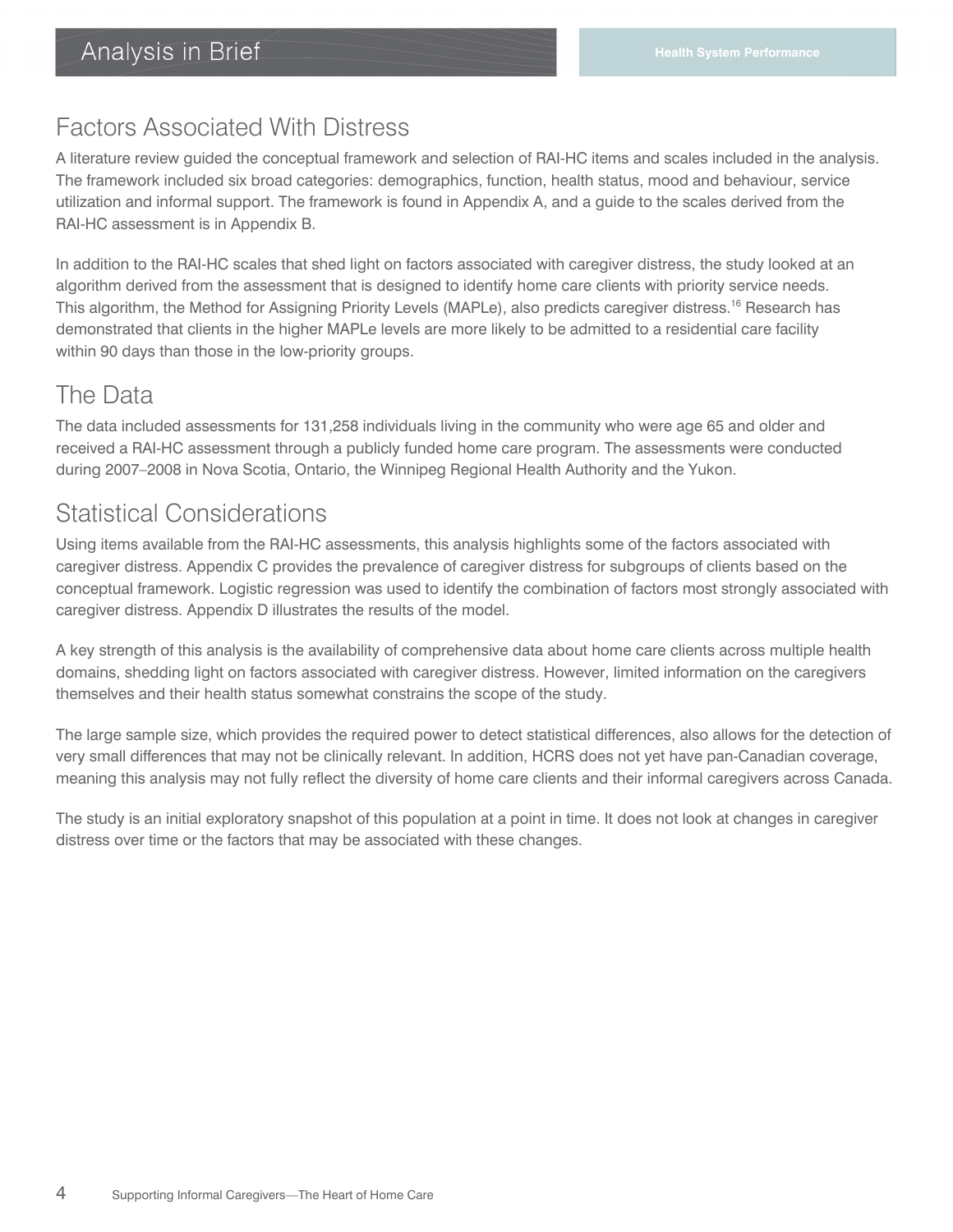## Factors Associated With Distress

A literature review guided the conceptual framework and selection of RAI-HC items and scales included in the analysis. The framework included six broad categories: demographics, function, health status, mood and behaviour, service utilization and informal support. The framework is found in Appendix A, and a guide to the scales derived from the RAI-HC assessment is in Appendix B.

In addition to the RAI-HC scales that shed light on factors associated with caregiver distress, the study looked at an algorithm derived from the assessment that is designed to identify home care clients with priority service needs. This algorithm, the Method for Assigning Priority Levels (MAPLe), also predicts caregiver distress.[16] Research has demonstrated that clients in the higher MAPLe levels are more likely to be admitted to a residential care facility within 90 days than those in the low-priority groups.

## The Data

The data included assessments for 131,258 individuals living in the community who were age 65 and older and received a RAI-HC assessment through a publicly funded home care program. The assessments were conducted during 2007–2008 in Nova Scotia, Ontario, the Winnipeg Regional Health Authority and the Yukon.

## Statistical Considerations

Using items available from the RAI-HC assessments, this analysis highlights some of the factors associated with caregiver distress. Appendix C provides the prevalence of caregiver distress for subgroups of clients based on the conceptual framework. Logistic regression was used to identify the combination of factors most strongly associated with caregiver distress. Appendix D illustrates the results of the model.

A key strength of this analysis is the availability of comprehensive data about home care clients across multiple health domains, shedding light on factors associated with caregiver distress. However, limited information on the caregivers themselves and their health status somewhat constrains the scope of the study.

The large sample size, which provides the required power to detect statistical differences, also allows for the detection of very small differences that may not be clinically relevant. In addition, HCRS does not yet have pan-Canadian coverage, meaning this analysis may not fully reflect the diversity of home care clients and their informal caregivers across Canada.

The study is an initial exploratory snapshot of this population at a point in time. It does not look at changes in caregiver distress over time or the factors that may be associated with these changes.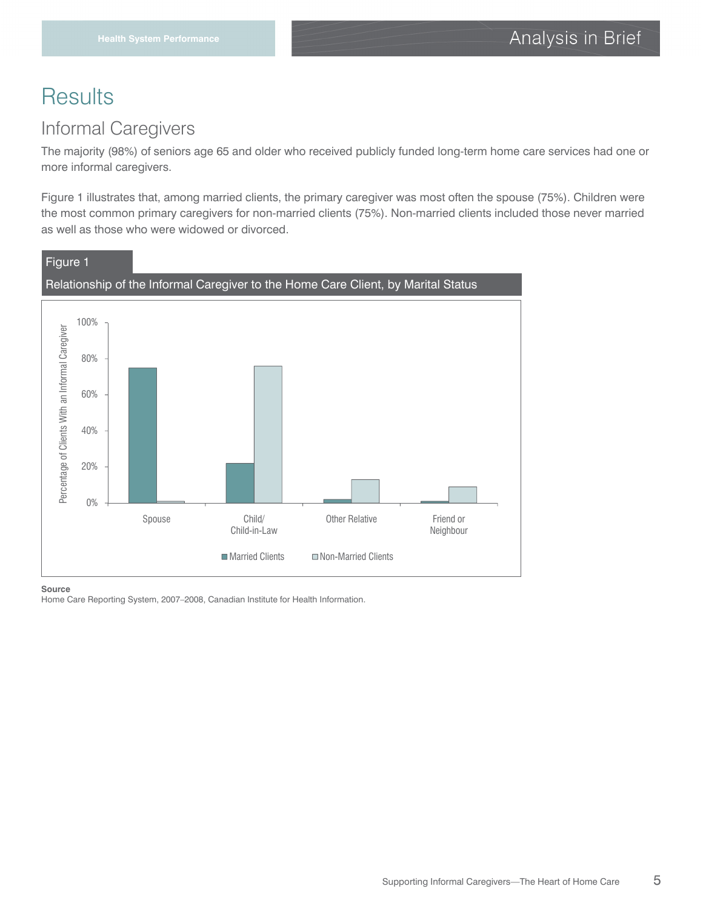# Results

## Informal Caregivers

The majority (98%) of seniors age 65 and older who received publicly funded long-term home care services had one or more informal caregivers.

Figure 1 illustrates that, among married clients, the primary caregiver was most often the spouse (75%). Children were the most common primary caregivers for non-married clients (75%). Non-married clients included those never married as well as those who were widowed or divorced.

Figure 1

Relationship of the Informal Caregiver to the Home Care Client, by Marital Status

**Source**

Home Care Reporting System, 2007–2008, Canadian Institute for Health Information.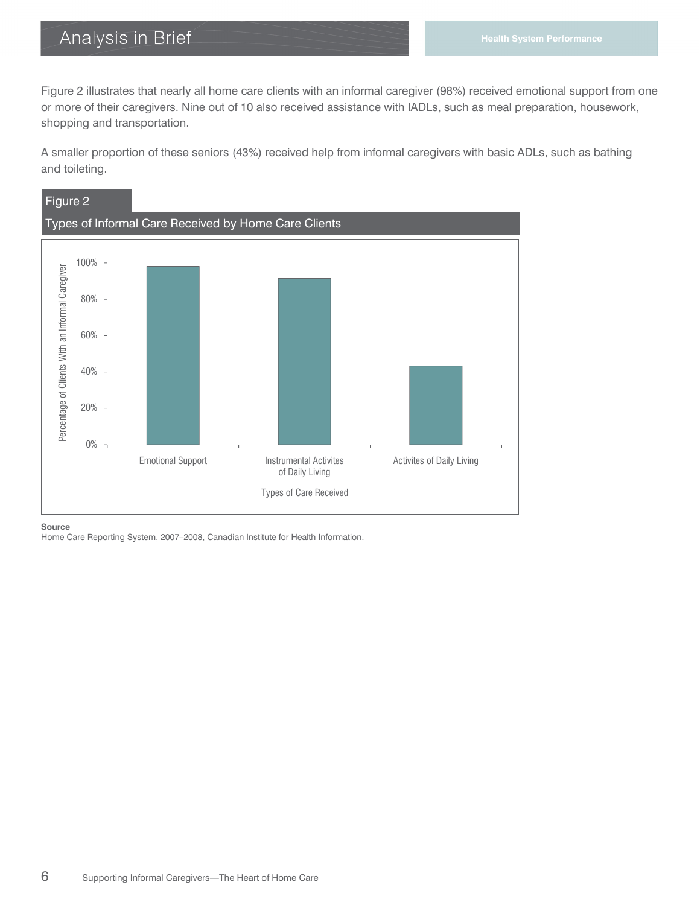Figure 2 illustrates that nearly all home care clients with an informal caregiver (98%) received emotional support from one or more of their caregivers. Nine out of 10 also received assistance with IADLs, such as meal preparation, housework, shopping and transportation.

A smaller proportion of these seniors (43%) received help from informal caregivers with basic ADLs, such as bathing and toileting.

**Figure 2**

**Types of Informal Care Received by Home Care Clients**

| Types of Care Received | Percentage of Clients With an Informal Caregiver |
| --- | --- |
| Emotional Support | 98% |
| Instrumental Activites of Daily Living | ~92% |
| Activites of Daily Living | 43% |

**Source**

Home Care Reporting System, 2007–2008, Canadian Institute for Health Information.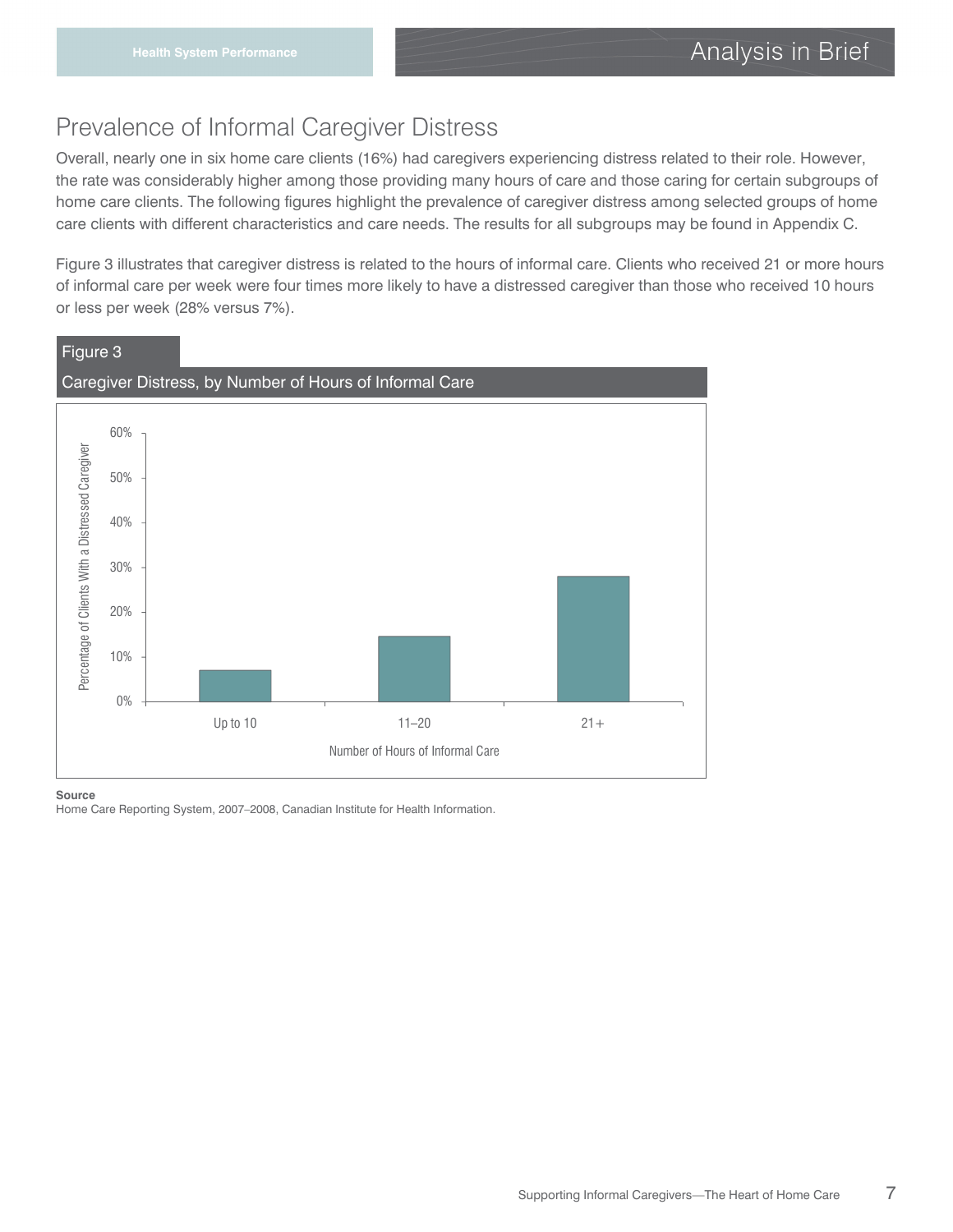## Prevalence of Informal Caregiver Distress

Overall, nearly one in six home care clients (16%) had caregivers experiencing distress related to their role. However, the rate was considerably higher among those providing many hours of care and those caring for certain subgroups of home care clients. The following figures highlight the prevalence of caregiver distress among selected groups of home care clients with different characteristics and care needs. The results for all subgroups may be found in Appendix C.

Figure 3 illustrates that caregiver distress is related to the hours of informal care. Clients who received 21 or more hours of informal care per week were four times more likely to have a distressed caregiver than those who received 10 hours or less per week (28% versus 7%).

**Figure 3**

**Caregiver Distress, by Number of Hours of Informal Care**

**Source**
Home Care Reporting System, 2007–2008, Canadian Institute for Health Information.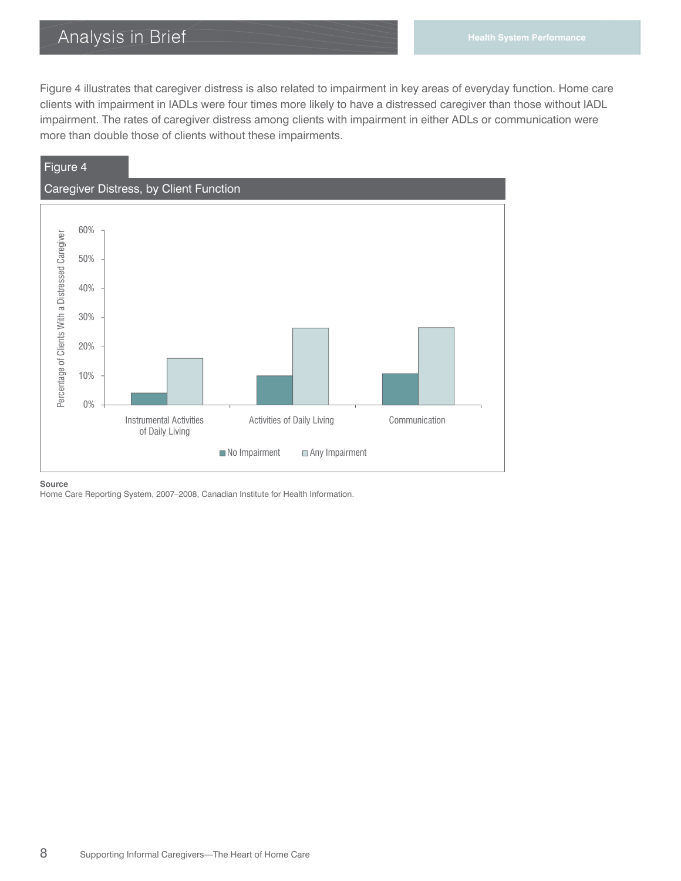Figure 4 illustrates that caregiver distress is also related to impairment in key areas of everyday function. Home care clients with impairment in IADLs were four times more likely to have a distressed caregiver than those without IADL impairment. The rates of caregiver distress among clients with impairment in either ADLs or communication were more than double those of clients without these impairments.

**Figure 4**

**Caregiver Distress, by Client Function**

Percentage of Clients With a Distressed Caregiver

60%
50%
40%
30%
20%
10%
0%

Instrumental Activities of Daily Living | Activities of Daily Living | Communication

■ No Impairment ■ Any Impairment

**Source**

Home Care Reporting System, 2007–2008, Canadian Institute for Health Information.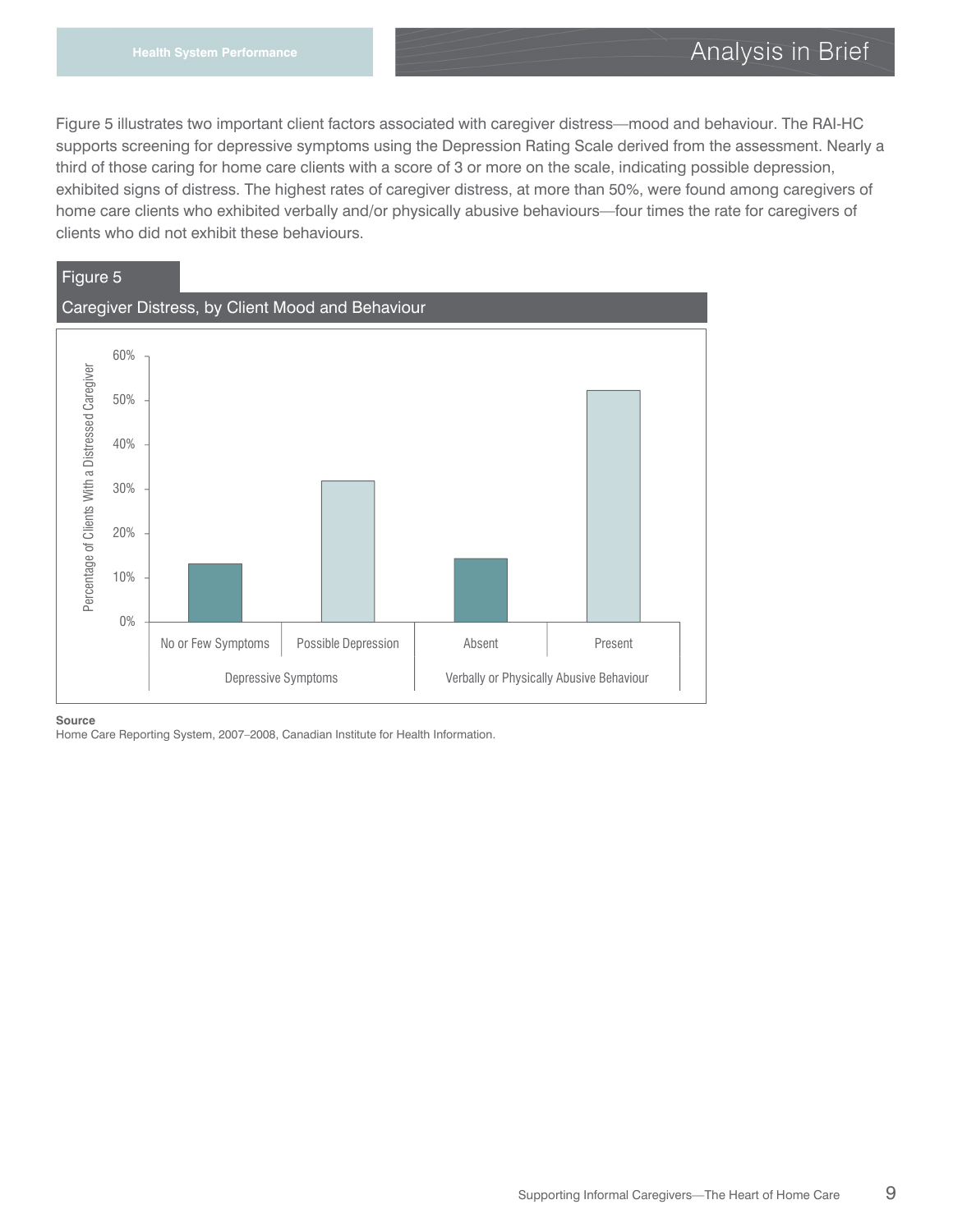Figure 5 illustrates two important client factors associated with caregiver distress—mood and behaviour. The RAI-HC supports screening for depressive symptoms using the Depression Rating Scale derived from the assessment. Nearly a third of those caring for home care clients with a score of 3 or more on the scale, indicating possible depression, exhibited signs of distress. The highest rates of caregiver distress, at more than 50%, were found among caregivers of home care clients who exhibited verbally and/or physically abusive behaviours—four times the rate for caregivers of clients who did not exhibit these behaviours.

**Figure 5**

**Caregiver Distress, by Client Mood and Behaviour**

**Source**

Home Care Reporting System, 2007–2008, Canadian Institute for Health Information.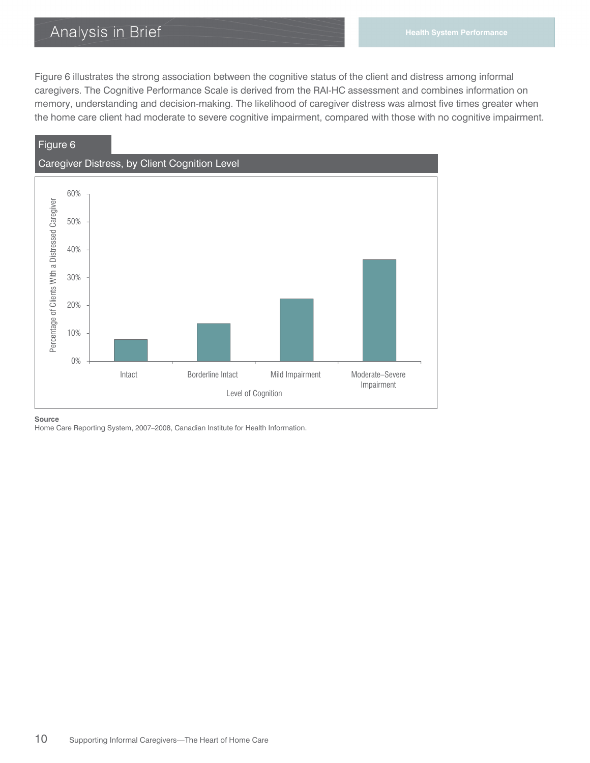Figure 6 illustrates the strong association between the cognitive status of the client and distress among informal caregivers. The Cognitive Performance Scale is derived from the RAI-HC assessment and combines information on memory, understanding and decision-making. The likelihood of caregiver distress was almost five times greater when the home care client had moderate to severe cognitive impairment, compared with those with no cognitive impairment.

**Figure 6**

**Caregiver Distress, by Client Cognition Level**

Percentage of Clients With a Distressed Caregiver

60%
50%
40%
30%
20%
10%
0%

Intact | Borderline Intact | Mild Impairment | Moderate–Severe Impairment

Level of Cognition

**Source**

Home Care Reporting System, 2007–2008, Canadian Institute for Health Information.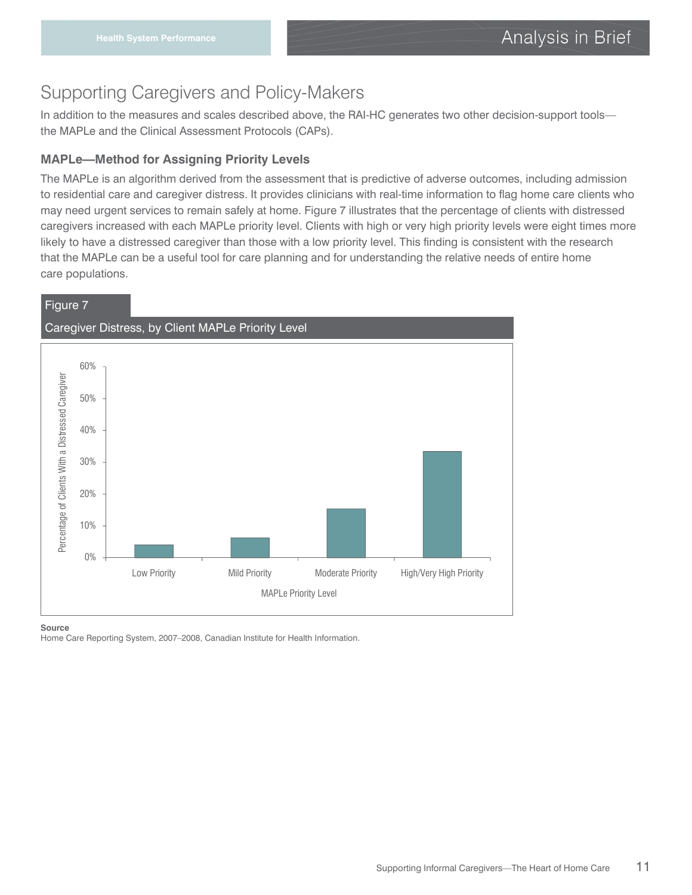## Supporting Caregivers and Policy-Makers

In addition to the measures and scales described above, the RAI-HC generates two other decision-support tools—the MAPLe and the Clinical Assessment Protocols (CAPs).

### MAPLe—Method for Assigning Priority Levels

The MAPLe is an algorithm derived from the assessment that is predictive of adverse outcomes, including admission to residential care and caregiver distress. It provides clinicians with real-time information to flag home care clients who may need urgent services to remain safely at home. Figure 7 illustrates that the percentage of clients with distressed caregivers increased with each MAPLe priority level. Clients with high or very high priority levels were eight times more likely to have a distressed caregiver than those with a low priority level. This finding is consistent with the research that the MAPLe can be a useful tool for care planning and for understanding the relative needs of entire home care populations.

**Figure 7**

**Caregiver Distress, by Client MAPLe Priority Level**

Percentage of Clients With a Distressed Caregiver

60%
50%
40%
30%
20%
10%
0%

Low Priority | Mild Priority | Moderate Priority | High/Very High Priority

MAPLe Priority Level

**Source**

Home Care Reporting System, 2007–2008, Canadian Institute for Health Information.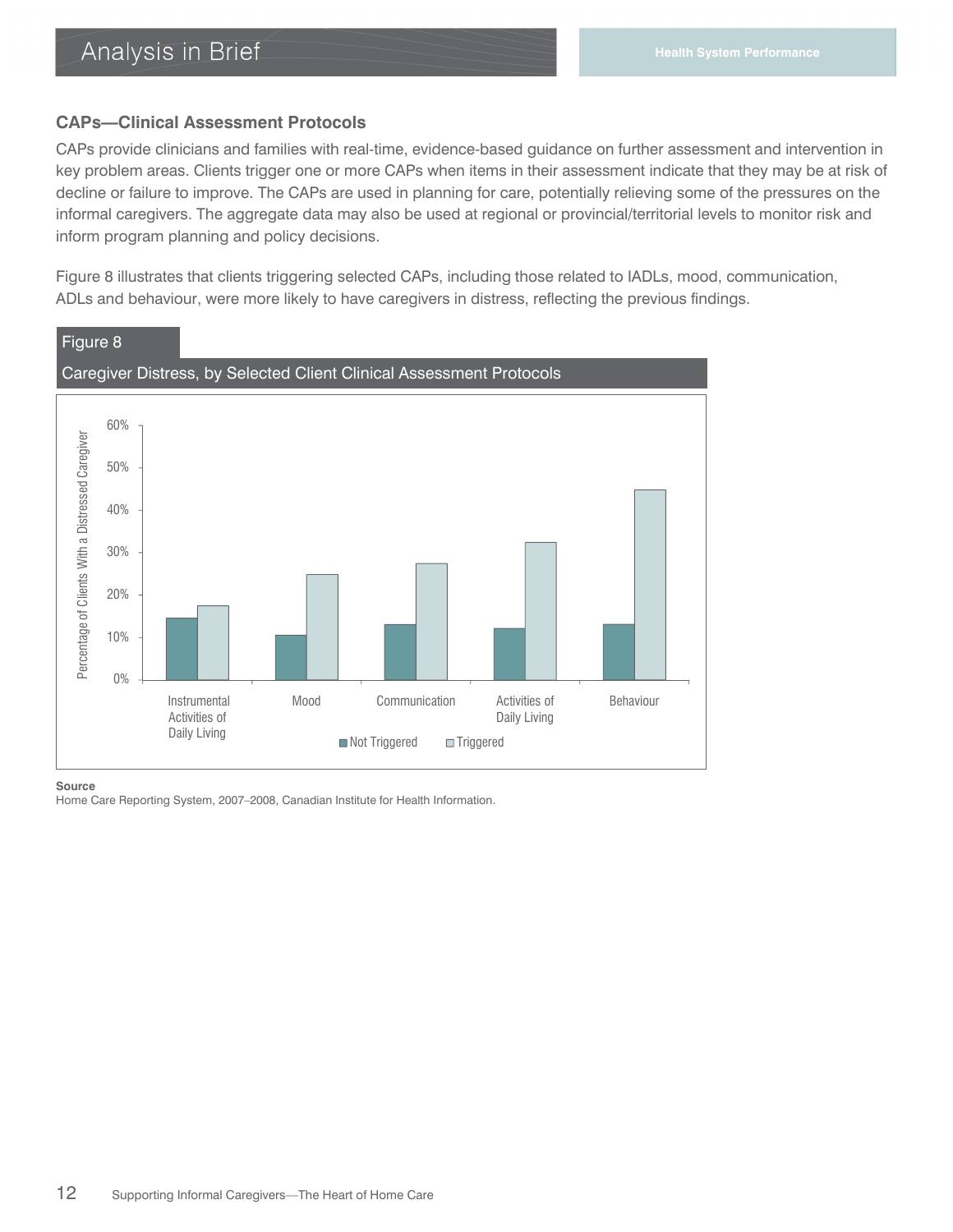## CAPs—Clinical Assessment Protocols

CAPs provide clinicians and families with real-time, evidence-based guidance on further assessment and intervention in key problem areas. Clients trigger one or more CAPs when items in their assessment indicate that they may be at risk of decline or failure to improve. The CAPs are used in planning for care, potentially relieving some of the pressures on the informal caregivers. The aggregate data may also be used at regional or provincial/territorial levels to monitor risk and inform program planning and policy decisions.

Figure 8 illustrates that clients triggering selected CAPs, including those related to IADLs, mood, communication, ADLs and behaviour, were more likely to have caregivers in distress, reflecting the previous findings.

**Figure 8**

**Caregiver Distress, by Selected Client Clinical Assessment Protocols**

**Source**
Home Care Reporting System, 2007–2008, Canadian Institute for Health Information.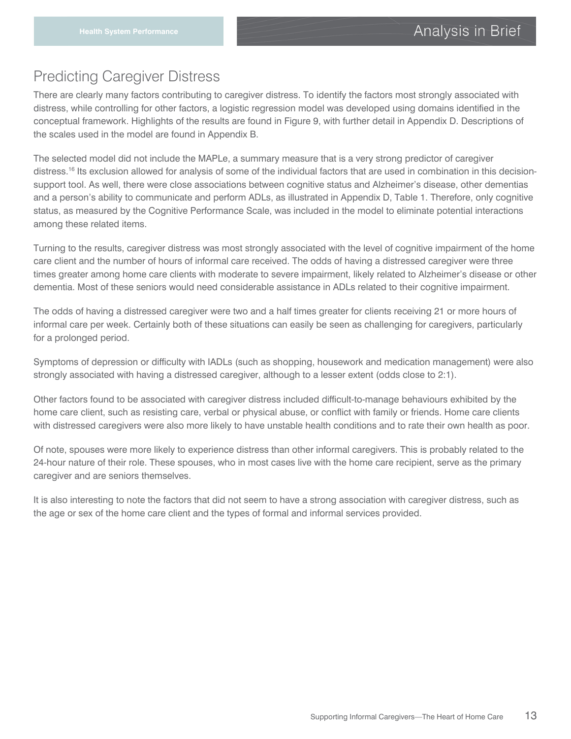## Predicting Caregiver Distress

There are clearly many factors contributing to caregiver distress. To identify the factors most strongly associated with distress, while controlling for other factors, a logistic regression model was developed using domains identified in the conceptual framework. Highlights of the results are found in Figure 9, with further detail in Appendix D. Descriptions of the scales used in the model are found in Appendix B.

The selected model did not include the MAPLe, a summary measure that is a very strong predictor of caregiver distress.[16] Its exclusion allowed for analysis of some of the individual factors that are used in combination in this decision-support tool. As well, there were close associations between cognitive status and Alzheimer's disease, other dementias and a person's ability to communicate and perform ADLs, as illustrated in Appendix D, Table 1. Therefore, only cognitive status, as measured by the Cognitive Performance Scale, was included in the model to eliminate potential interactions among these related items.

Turning to the results, caregiver distress was most strongly associated with the level of cognitive impairment of the home care client and the number of hours of informal care received. The odds of having a distressed caregiver were three times greater among home care clients with moderate to severe impairment, likely related to Alzheimer's disease or other dementia. Most of these seniors would need considerable assistance in ADLs related to their cognitive impairment.

The odds of having a distressed caregiver were two and a half times greater for clients receiving 21 or more hours of informal care per week. Certainly both of these situations can easily be seen as challenging for caregivers, particularly for a prolonged period.

Symptoms of depression or difficulty with IADLs (such as shopping, housework and medication management) were also strongly associated with having a distressed caregiver, although to a lesser extent (odds close to 2:1).

Other factors found to be associated with caregiver distress included difficult-to-manage behaviours exhibited by the home care client, such as resisting care, verbal or physical abuse, or conflict with family or friends. Home care clients with distressed caregivers were also more likely to have unstable health conditions and to rate their own health as poor.

Of note, spouses were more likely to experience distress than other informal caregivers. This is probably related to the 24-hour nature of their role. These spouses, who in most cases live with the home care recipient, serve as the primary caregiver and are seniors themselves.

It is also interesting to note the factors that did not seem to have a strong association with caregiver distress, such as the age or sex of the home care client and the types of formal and informal services provided.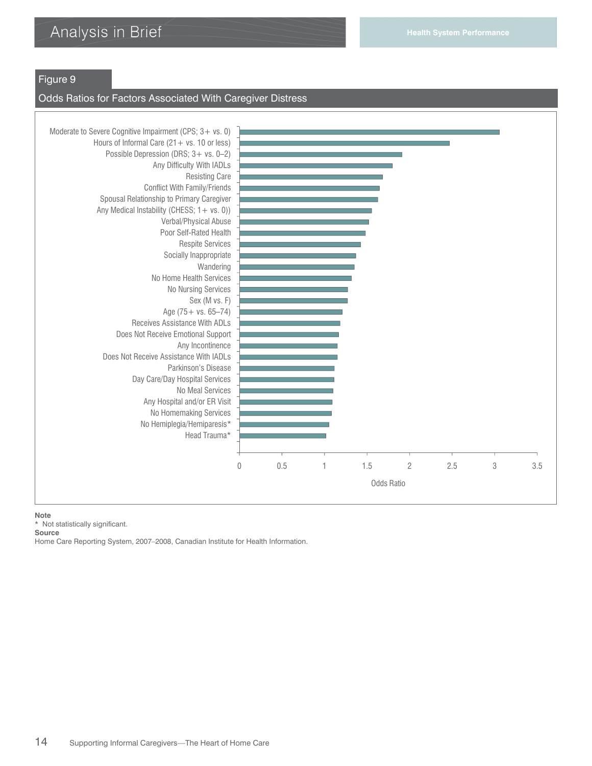## Figure 9

### Odds Ratios for Factors Associated With Caregiver Distress

| Factor |
| --- |
| Moderate to Severe Cognitive Impairment (CPS; 3+ vs. 0) |
| Hours of Informal Care (21+ vs. 10 or less) |
| Possible Depression (DRS; 3+ vs. 0–2) |
| Any Difficulty With IADLs |
| Resisting Care |
| Conflict With Family/Friends |
| Spousal Relationship to Primary Caregiver |
| Any Medical Instability (CHESS; 1+ vs. 0)) |
| Verbal/Physical Abuse |
| Poor Self-Rated Health |
| Respite Services |
| Socially Inappropriate |
| Wandering |
| No Home Health Services |
| No Nursing Services |
| Sex (M vs. F) |
| Age (75+ vs. 65–74) |
| Receives Assistance With ADLs |
| Does Not Receive Emotional Support |
| Any Incontinence |
| Does Not Receive Assistance With IADLs |
| Parkinson's Disease |
| Day Care/Day Hospital Services |
| No Meal Services |
| Any Hospital and/or ER Visit |
| No Homemaking Services |
| No Hemiplegia/Hemiparesis* |
| Head Trauma* |

Odds Ratio (axis: 0, 0.5, 1, 1.5, 2, 2.5, 3, 3.5)

**Note**
* Not statistically significant.

**Source**
Home Care Reporting System, 2007–2008, Canadian Institute for Health Information.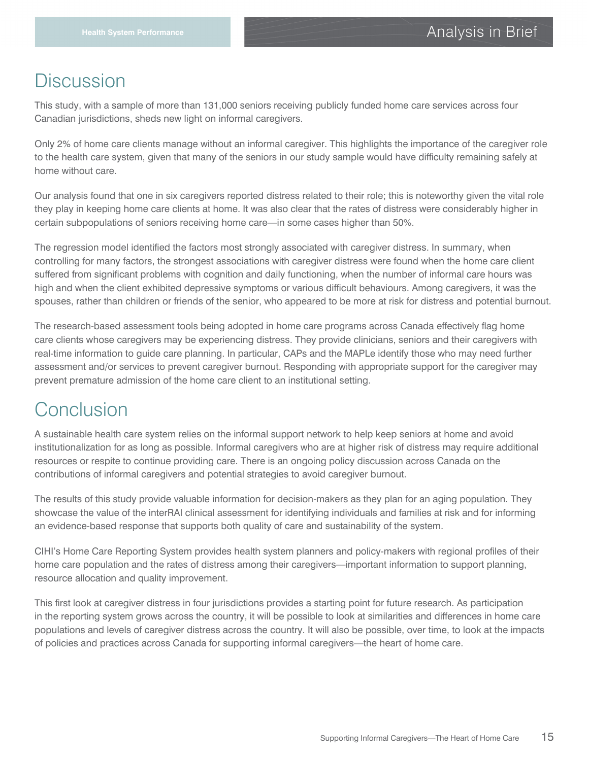# Discussion

This study, with a sample of more than 131,000 seniors receiving publicly funded home care services across four Canadian jurisdictions, sheds new light on informal caregivers.

Only 2% of home care clients manage without an informal caregiver. This highlights the importance of the caregiver role to the health care system, given that many of the seniors in our study sample would have difficulty remaining safely at home without care.

Our analysis found that one in six caregivers reported distress related to their role; this is noteworthy given the vital role they play in keeping home care clients at home. It was also clear that the rates of distress were considerably higher in certain subpopulations of seniors receiving home care—in some cases higher than 50%.

The regression model identified the factors most strongly associated with caregiver distress. In summary, when controlling for many factors, the strongest associations with caregiver distress were found when the home care client suffered from significant problems with cognition and daily functioning, when the number of informal care hours was high and when the client exhibited depressive symptoms or various difficult behaviours. Among caregivers, it was the spouses, rather than children or friends of the senior, who appeared to be more at risk for distress and potential burnout.

The research-based assessment tools being adopted in home care programs across Canada effectively flag home care clients whose caregivers may be experiencing distress. They provide clinicians, seniors and their caregivers with real-time information to guide care planning. In particular, CAPs and the MAPLe identify those who may need further assessment and/or services to prevent caregiver burnout. Responding with appropriate support for the caregiver may prevent premature admission of the home care client to an institutional setting.

# Conclusion

A sustainable health care system relies on the informal support network to help keep seniors at home and avoid institutionalization for as long as possible. Informal caregivers who are at higher risk of distress may require additional resources or respite to continue providing care. There is an ongoing policy discussion across Canada on the contributions of informal caregivers and potential strategies to avoid caregiver burnout.

The results of this study provide valuable information for decision-makers as they plan for an aging population. They showcase the value of the interRAI clinical assessment for identifying individuals and families at risk and for informing an evidence-based response that supports both quality of care and sustainability of the system.

CIHI's Home Care Reporting System provides health system planners and policy-makers with regional profiles of their home care population and the rates of distress among their caregivers—important information to support planning, resource allocation and quality improvement.

This first look at caregiver distress in four jurisdictions provides a starting point for future research. As participation in the reporting system grows across the country, it will be possible to look at similarities and differences in home care populations and levels of caregiver distress across the country. It will also be possible, over time, to look at the impacts of policies and practices across Canada for supporting informal caregivers—the heart of home care.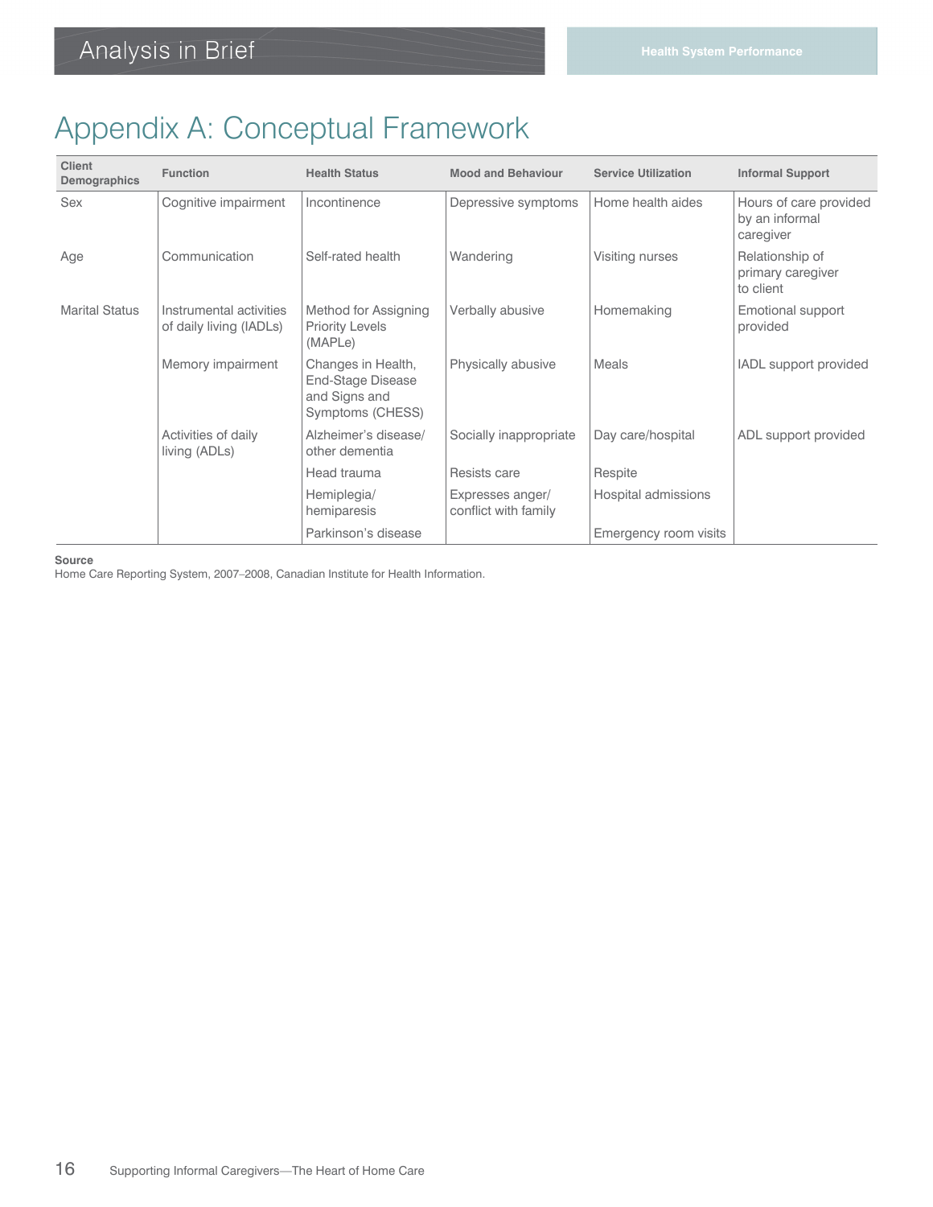# Appendix A: Conceptual Framework

| Client Demographics | Function | Health Status | Mood and Behaviour | Service Utilization | Informal Support |
| --- | --- | --- | --- | --- | --- |
| Sex | Cognitive impairment | Incontinence | Depressive symptoms | Home health aides | Hours of care provided by an informal caregiver |
| Age | Communication | Self-rated health | Wandering | Visiting nurses | Relationship of primary caregiver to client |
| Marital Status | Instrumental activities of daily living (IADLs) | Method for Assigning Priority Levels (MAPLe) | Verbally abusive | Homemaking | Emotional support provided |
| | Memory impairment | Changes in Health, End-Stage Disease and Signs and Symptoms (CHESS) | Physically abusive | Meals | IADL support provided |
| | Activities of daily living (ADLs) | Alzheimer's disease/ other dementia | Socially inappropriate | Day care/hospital | ADL support provided |
| | | Head trauma | Resists care | Respite | |
| | | Hemiplegia/ hemiparesis | Expresses anger/ conflict with family | Hospital admissions | |
| | | Parkinson's disease | | Emergency room visits | |

**Source**
Home Care Reporting System, 2007–2008, Canadian Institute for Health Information.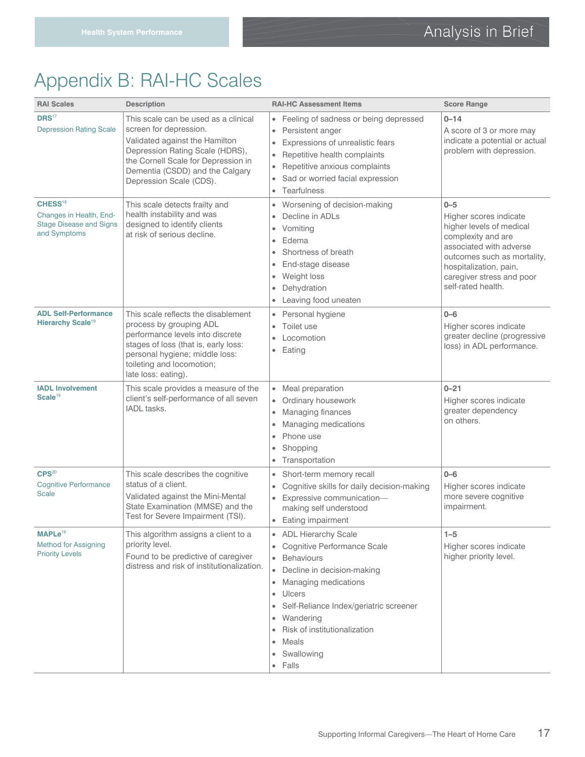# Appendix B: RAI-HC Scales

| RAI Scales | Description | RAI-HC Assessment Items | Score Range |
|---|---|---|---|
| **DRS**[17] Depression Rating Scale | This scale can be used as a clinical screen for depression. Validated against the Hamilton Depression Rating Scale (HDRS), the Cornell Scale for Depression in Dementia (CSDD) and the Calgary Depression Scale (CDS). | • Feeling of sadness or being depressed<br>• Persistent anger<br>• Expressions of unrealistic fears<br>• Repetitive health complaints<br>• Repetitive anxious complaints<br>• Sad or worried facial expression<br>• Tearfulness | **0–14** A score of 3 or more may indicate a potential or actual problem with depression. |
| **CHESS**[18] Changes in Health, End-Stage Disease and Signs and Symptoms | This scale detects frailty and health instability and was designed to identify clients at risk of serious decline. | • Worsening of decision-making<br>• Decline in ADLs<br>• Vomiting<br>• Edema<br>• Shortness of breath<br>• End-stage disease<br>• Weight loss<br>• Dehydration<br>• Leaving food uneaten | **0–5** Higher scores indicate higher levels of medical complexity and are associated with adverse outcomes such as mortality, hospitalization, pain, caregiver stress and poor self-rated health. |
| **ADL Self-Performance Hierarchy Scale**[19] | This scale reflects the disablement process by grouping ADL performance levels into discrete stages of loss (that is, early loss: personal hygiene; middle loss: toileting and locomotion; late loss: eating). | • Personal hygiene<br>• Toilet use<br>• Locomotion<br>• Eating | **0–6** Higher scores indicate greater decline (progressive loss) in ADL performance. |
| **IADL Involvement Scale**[19] | This scale provides a measure of the client's self-performance of all seven IADL tasks. | • Meal preparation<br>• Ordinary housework<br>• Managing finances<br>• Managing medications<br>• Phone use<br>• Shopping<br>• Transportation | **0–21** Higher scores indicate greater dependency on others. |
| **CPS**[20] Cognitive Performance Scale | This scale describes the cognitive status of a client. Validated against the Mini-Mental State Examination (MMSE) and the Test for Severe Impairment (TSI). | • Short-term memory recall<br>• Cognitive skills for daily decision-making<br>• Expressive communication—making self understood<br>• Eating impairment | **0–6** Higher scores indicate more severe cognitive impairment. |
| **MAPLe**[16] Method for Assigning Priority Levels | This algorithm assigns a client to a priority level. Found to be predictive of caregiver distress and risk of institutionalization. | • ADL Hierarchy Scale<br>• Cognitive Performance Scale<br>• Behaviours<br>• Decline in decision-making<br>• Managing medications<br>• Ulcers<br>• Self-Reliance Index/geriatric screener<br>• Wandering<br>• Risk of institutionalization<br>• Meals<br>• Swallowing<br>• Falls | **1–5** Higher scores indicate higher priority level. |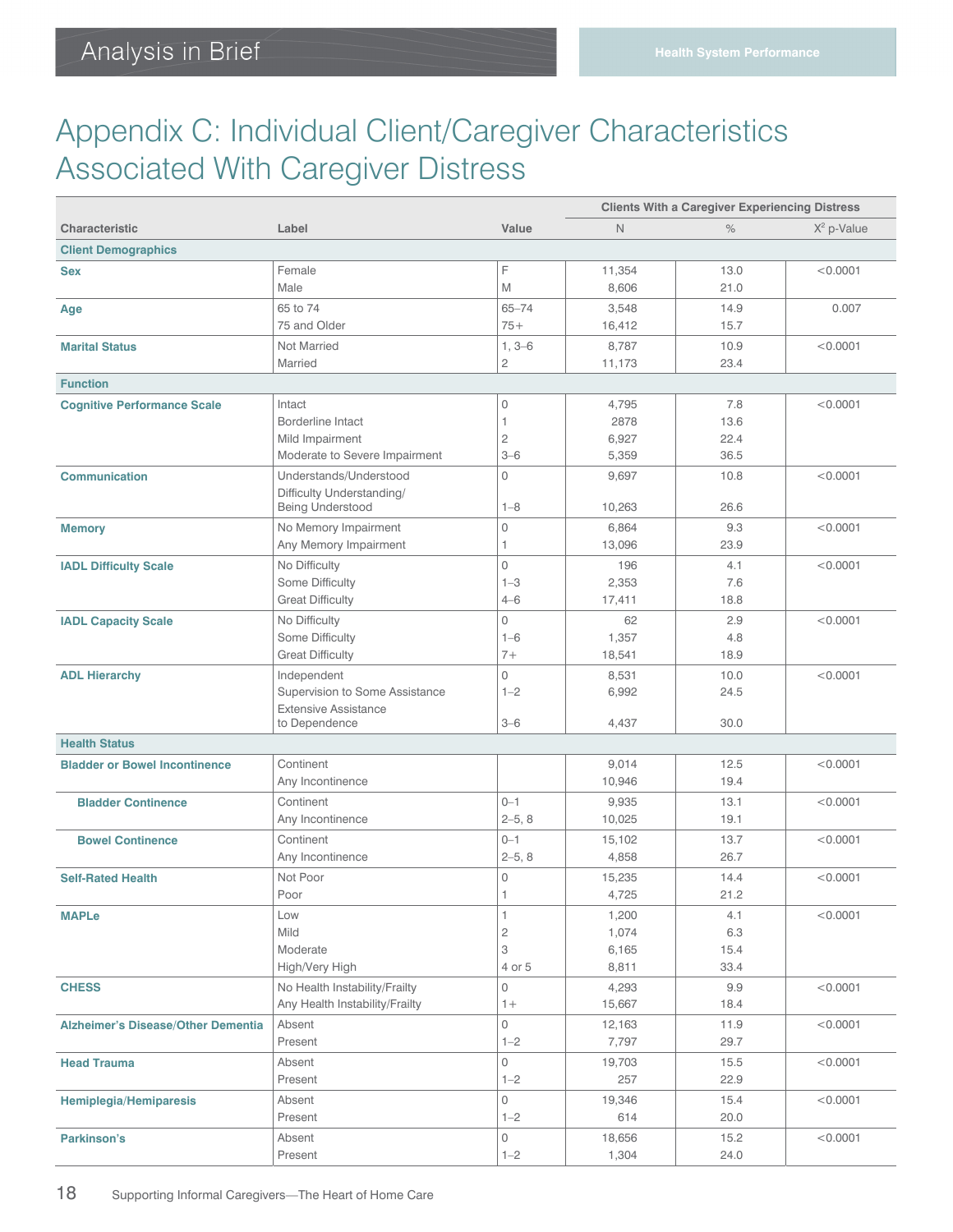# Appendix C: Individual Client/Caregiver Characteristics Associated With Caregiver Distress

| Characteristic | Label | Value | Clients With a Caregiver Experiencing Distress | | |
|---|---|---|---|---|---|
| | | | N | % | $X^2$ p-Value |
| **Client Demographics** | | | | | |
| **Sex** | Female | F | 11,354 | 13.0 | <0.0001 |
| | Male | M | 8,606 | 21.0 | |
| **Age** | 65 to 74 | 65–74 | 3,548 | 14.9 | 0.007 |
| | 75 and Older | 75+ | 16,412 | 15.7 | |
| **Marital Status** | Not Married | 1, 3–6 | 8,787 | 10.9 | <0.0001 |
| | Married | 2 | 11,173 | 23.4 | |
| **Function** | | | | | |
| **Cognitive Performance Scale** | Intact | 0 | 4,795 | 7.8 | <0.0001 |
| | Borderline Intact | 1 | 2878 | 13.6 | |
| | Mild Impairment | 2 | 6,927 | 22.4 | |
| | Moderate to Severe Impairment | 3–6 | 5,359 | 36.5 | |
| **Communication** | Understands/Understood | 0 | 9,697 | 10.8 | <0.0001 |
| | Difficulty Understanding/ Being Understood | 1–8 | 10,263 | 26.6 | |
| **Memory** | No Memory Impairment | 0 | 6,864 | 9.3 | <0.0001 |
| | Any Memory Impairment | 1 | 13,096 | 23.9 | |
| **IADL Difficulty Scale** | No Difficulty | 0 | 196 | 4.1 | <0.0001 |
| | Some Difficulty | 1–3 | 2,353 | 7.6 | |
| | Great Difficulty | 4–6 | 17,411 | 18.8 | |
| **IADL Capacity Scale** | No Difficulty | 0 | 62 | 2.9 | <0.0001 |
| | Some Difficulty | 1–6 | 1,357 | 4.8 | |
| | Great Difficulty | 7+ | 18,541 | 18.9 | |
| **ADL Hierarchy** | Independent | 0 | 8,531 | 10.0 | <0.0001 |
| | Supervision to Some Assistance | 1–2 | 6,992 | 24.5 | |
| | Extensive Assistance to Dependence | 3–6 | 4,437 | 30.0 | |
| **Health Status** | | | | | |
| **Bladder or Bowel Incontinence** | Continent | | 9,014 | 12.5 | <0.0001 |
| | Any Incontinence | | 10,946 | 19.4 | |
| **Bladder Continence** | Continent | 0–1 | 9,935 | 13.1 | <0.0001 |
| | Any Incontinence | 2–5, 8 | 10,025 | 19.1 | |
| **Bowel Continence** | Continent | 0–1 | 15,102 | 13.7 | <0.0001 |
| | Any Incontinence | 2–5, 8 | 4,858 | 26.7 | |
| **Self-Rated Health** | Not Poor | 0 | 15,235 | 14.4 | <0.0001 |
| | Poor | 1 | 4,725 | 21.2 | |
| **MAPLe** | Low | 1 | 1,200 | 4.1 | <0.0001 |
| | Mild | 2 | 1,074 | 6.3 | |
| | Moderate | 3 | 6,165 | 15.4 | |
| | High/Very High | 4 or 5 | 8,811 | 33.4 | |
| **CHESS** | No Health Instability/Frailty | 0 | 4,293 | 9.9 | <0.0001 |
| | Any Health Instability/Frailty | 1+ | 15,667 | 18.4 | |
| **Alzheimer's Disease/Other Dementia** | Absent | 0 | 12,163 | 11.9 | <0.0001 |
| | Present | 1–2 | 7,797 | 29.7 | |
| **Head Trauma** | Absent | 0 | 19,703 | 15.5 | <0.0001 |
| | Present | 1–2 | 257 | 22.9 | |
| **Hemiplegia/Hemiparesis** | Absent | 0 | 19,346 | 15.4 | <0.0001 |
| | Present | 1–2 | 614 | 20.0 | |
| **Parkinson's** | Absent | 0 | 18,656 | 15.2 | <0.0001 |
| | Present | 1–2 | 1,304 | 24.0 | |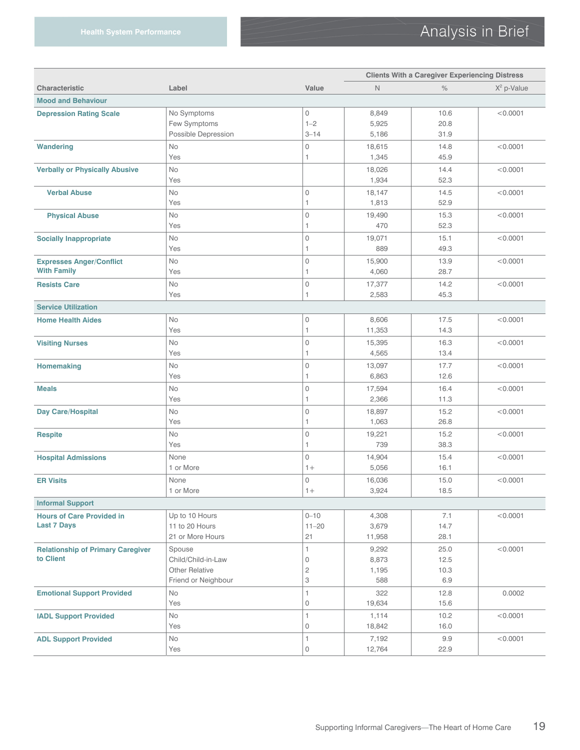| Characteristic | Label | Value | Clients With a Caregiver Experiencing Distress | | |
|---|---|---|---|---|---|
| | | | N | % | $X^2$ p-Value |
| **Mood and Behaviour** | | | | | |
| **Depression Rating Scale** | No Symptoms | 0 | 8,849 | 10.6 | <0.0001 |
| | Few Symptoms | 1–2 | 5,925 | 20.8 | |
| | Possible Depression | 3–14 | 5,186 | 31.9 | |
| **Wandering** | No | 0 | 18,615 | 14.8 | <0.0001 |
| | Yes | 1 | 1,345 | 45.9 | |
| **Verbally or Physically Abusive** | No | | 18,026 | 14.4 | <0.0001 |
| | Yes | | 1,934 | 52.3 | |
| **Verbal Abuse** | No | 0 | 18,147 | 14.5 | <0.0001 |
| | Yes | 1 | 1,813 | 52.9 | |
| **Physical Abuse** | No | 0 | 19,490 | 15.3 | <0.0001 |
| | Yes | 1 | 470 | 52.3 | |
| **Socially Inappropriate** | No | 0 | 19,071 | 15.1 | <0.0001 |
| | Yes | 1 | 889 | 49.3 | |
| **Expresses Anger/Conflict With Family** | No | 0 | 15,900 | 13.9 | <0.0001 |
| | Yes | 1 | 4,060 | 28.7 | |
| **Resists Care** | No | 0 | 17,377 | 14.2 | <0.0001 |
| | Yes | 1 | 2,583 | 45.3 | |
| **Service Utilization** | | | | | |
| **Home Health Aides** | No | 0 | 8,606 | 17.5 | <0.0001 |
| | Yes | 1 | 11,353 | 14.3 | |
| **Visiting Nurses** | No | 0 | 15,395 | 16.3 | <0.0001 |
| | Yes | 1 | 4,565 | 13.4 | |
| **Homemaking** | No | 0 | 13,097 | 17.7 | <0.0001 |
| | Yes | 1 | 6,863 | 12.6 | |
| **Meals** | No | 0 | 17,594 | 16.4 | <0.0001 |
| | Yes | 1 | 2,366 | 11.3 | |
| **Day Care/Hospital** | No | 0 | 18,897 | 15.2 | <0.0001 |
| | Yes | 1 | 1,063 | 26.8 | |
| **Respite** | No | 0 | 19,221 | 15.2 | <0.0001 |
| | Yes | 1 | 739 | 38.3 | |
| **Hospital Admissions** | None | 0 | 14,904 | 15.4 | <0.0001 |
| | 1 or More | 1+ | 5,056 | 16.1 | |
| **ER Visits** | None | 0 | 16,036 | 15.0 | <0.0001 |
| | 1 or More | 1+ | 3,924 | 18.5 | |
| **Informal Support** | | | | | |
| **Hours of Care Provided in Last 7 Days** | Up to 10 Hours | 0–10 | 4,308 | 7.1 | <0.0001 |
| | 11 to 20 Hours | 11–20 | 3,679 | 14.7 | |
| | 21 or More Hours | 21 | 11,958 | 28.1 | |
| **Relationship of Primary Caregiver to Client** | Spouse | 1 | 9,292 | 25.0 | <0.0001 |
| | Child/Child-in-Law | 0 | 8,873 | 12.5 | |
| | Other Relative | 2 | 1,195 | 10.3 | |
| | Friend or Neighbour | 3 | 588 | 6.9 | |
| **Emotional Support Provided** | No | 1 | 322 | 12.8 | 0.0002 |
| | Yes | 0 | 19,634 | 15.6 | |
| **IADL Support Provided** | No | 1 | 1,114 | 10.2 | <0.0001 |
| | Yes | 0 | 18,842 | 16.0 | |
| **ADL Support Provided** | No | 1 | 7,192 | 9.9 | <0.0001 |
| | Yes | 0 | 12,764 | 22.9 | |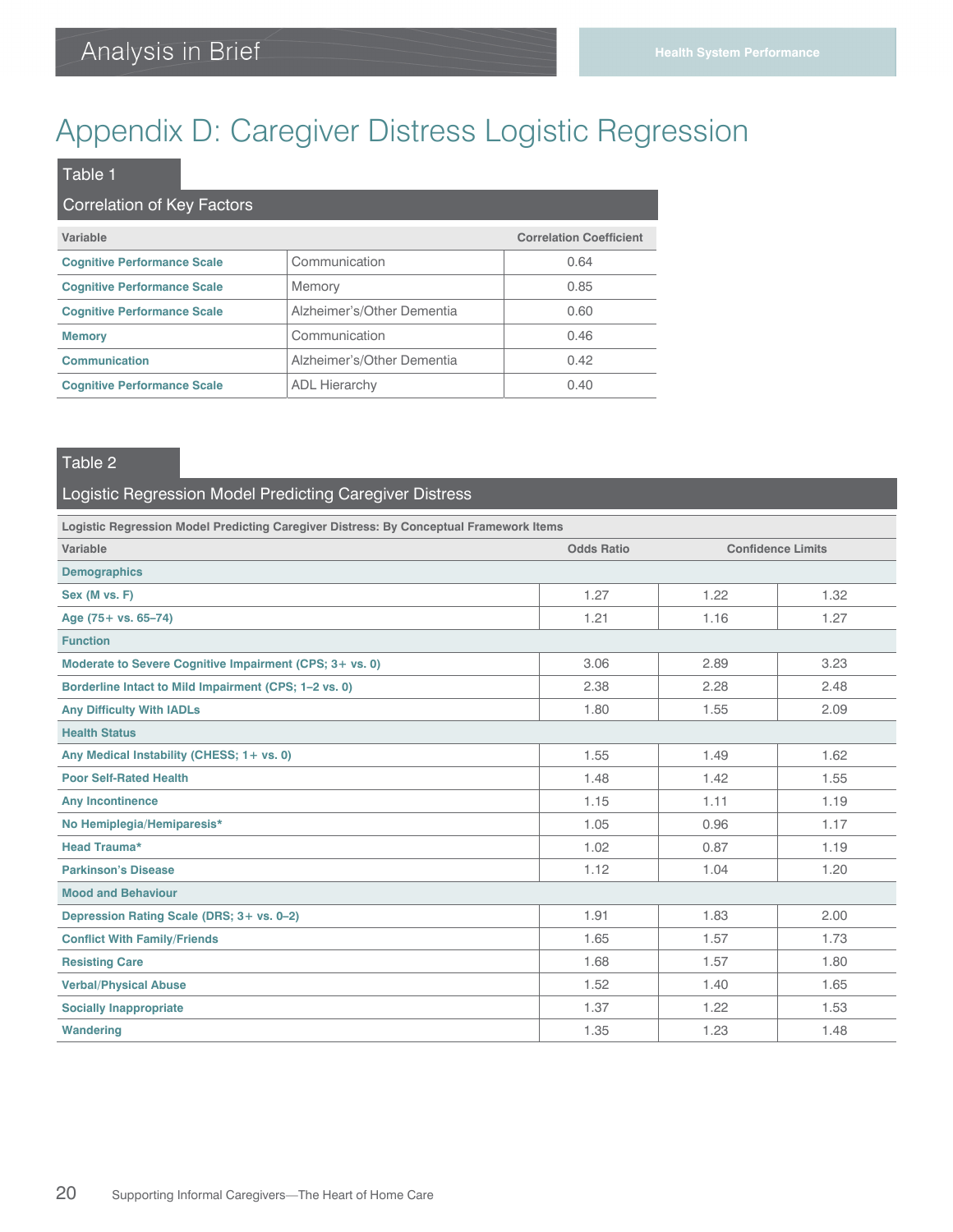# Appendix D: Caregiver Distress Logistic Regression

## Table 1

### Correlation of Key Factors

| Variable | | Correlation Coefficient |
|---|---|---|
| **Cognitive Performance Scale** | Communication | 0.64 |
| **Cognitive Performance Scale** | Memory | 0.85 |
| **Cognitive Performance Scale** | Alzheimer's/Other Dementia | 0.60 |
| **Memory** | Communication | 0.46 |
| **Communication** | Alzheimer's/Other Dementia | 0.42 |
| **Cognitive Performance Scale** | ADL Hierarchy | 0.40 |

## Table 2

### Logistic Regression Model Predicting Caregiver Distress

| Logistic Regression Model Predicting Caregiver Distress: By Conceptual Framework Items | | | |
|---|---|---|---|
| **Variable** | **Odds Ratio** | **Confidence Limits** | |
| **Demographics** | | | |
| **Sex (M vs. F)** | 1.27 | 1.22 | 1.32 |
| **Age (75+ vs. 65–74)** | 1.21 | 1.16 | 1.27 |
| **Function** | | | |
| **Moderate to Severe Cognitive Impairment (CPS; 3+ vs. 0)** | 3.06 | 2.89 | 3.23 |
| **Borderline Intact to Mild Impairment (CPS; 1–2 vs. 0)** | 2.38 | 2.28 | 2.48 |
| **Any Difficulty With IADLs** | 1.80 | 1.55 | 2.09 |
| **Health Status** | | | |
| **Any Medical Instability (CHESS; 1+ vs. 0)** | 1.55 | 1.49 | 1.62 |
| **Poor Self-Rated Health** | 1.48 | 1.42 | 1.55 |
| **Any Incontinence** | 1.15 | 1.11 | 1.19 |
| **No Hemiplegia/Hemiparesis*** | 1.05 | 0.96 | 1.17 |
| **Head Trauma*** | 1.02 | 0.87 | 1.19 |
| **Parkinson's Disease** | 1.12 | 1.04 | 1.20 |
| **Mood and Behaviour** | | | |
| **Depression Rating Scale (DRS; 3+ vs. 0–2)** | 1.91 | 1.83 | 2.00 |
| **Conflict With Family/Friends** | 1.65 | 1.57 | 1.73 |
| **Resisting Care** | 1.68 | 1.57 | 1.80 |
| **Verbal/Physical Abuse** | 1.52 | 1.40 | 1.65 |
| **Socially Inappropriate** | 1.37 | 1.22 | 1.53 |
| **Wandering** | 1.35 | 1.23 | 1.48 |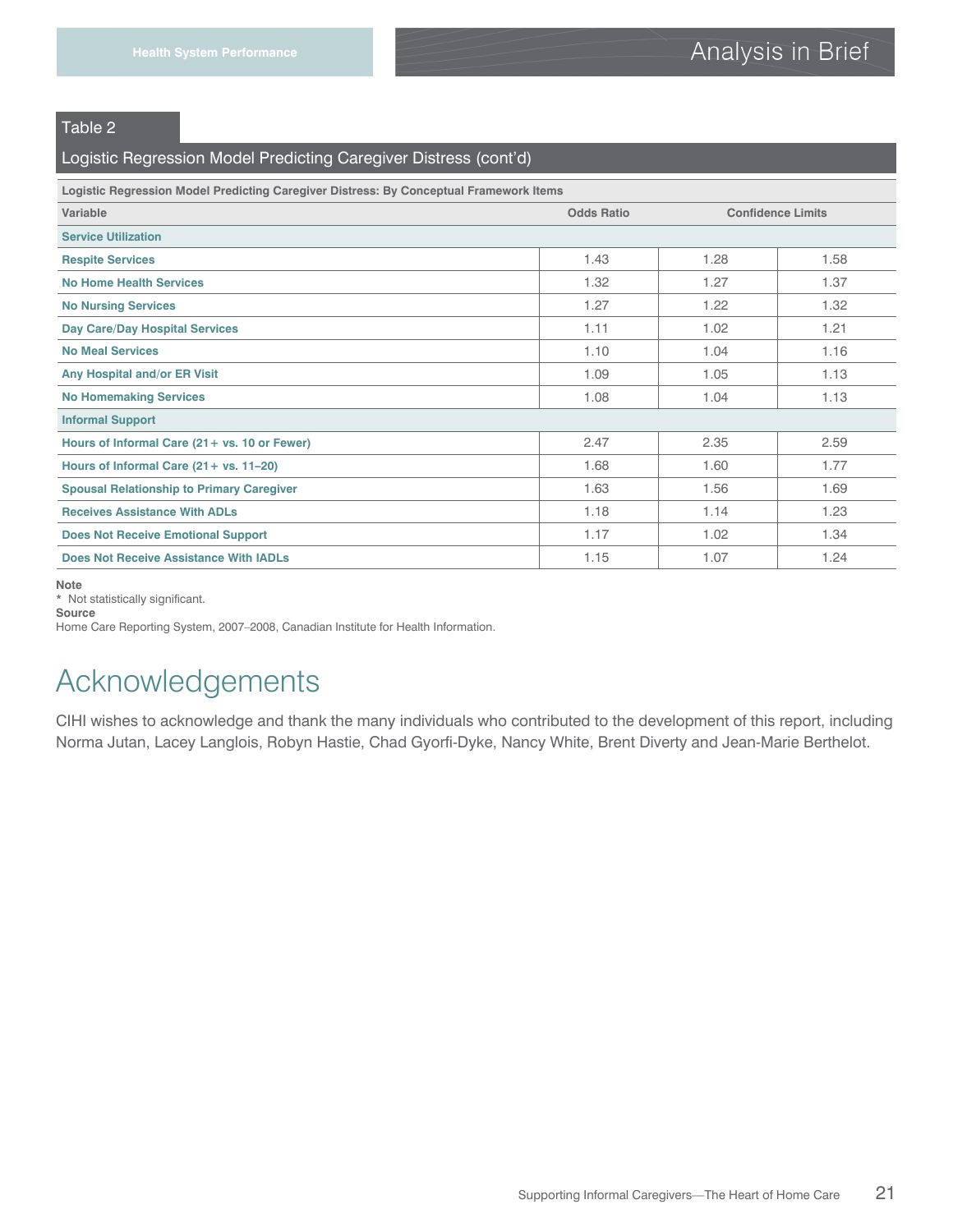Table 2

Logistic Regression Model Predicting Caregiver Distress (cont'd)

| Logistic Regression Model Predicting Caregiver Distress: By Conceptual Framework Items | | | |
|---|---|---|---|
| **Variable** | **Odds Ratio** | **Confidence Limits** | |
| **Service Utilization** | | | |
| **Respite Services** | 1.43 | 1.28 | 1.58 |
| **No Home Health Services** | 1.32 | 1.27 | 1.37 |
| **No Nursing Services** | 1.27 | 1.22 | 1.32 |
| **Day Care/Day Hospital Services** | 1.11 | 1.02 | 1.21 |
| **No Meal Services** | 1.10 | 1.04 | 1.16 |
| **Any Hospital and/or ER Visit** | 1.09 | 1.05 | 1.13 |
| **No Homemaking Services** | 1.08 | 1.04 | 1.13 |
| **Informal Support** | | | |
| **Hours of Informal Care (21+ vs. 10 or Fewer)** | 2.47 | 2.35 | 2.59 |
| **Hours of Informal Care (21+ vs. 11–20)** | 1.68 | 1.60 | 1.77 |
| **Spousal Relationship to Primary Caregiver** | 1.63 | 1.56 | 1.69 |
| **Receives Assistance With ADLs** | 1.18 | 1.14 | 1.23 |
| **Does Not Receive Emotional Support** | 1.17 | 1.02 | 1.34 |
| **Does Not Receive Assistance With IADLs** | 1.15 | 1.07 | 1.24 |

**Note**

\* Not statistically significant.

**Source**

Home Care Reporting System, 2007–2008, Canadian Institute for Health Information.

# Acknowledgements

CIHI wishes to acknowledge and thank the many individuals who contributed to the development of this report, including Norma Jutan, Lacey Langlois, Robyn Hastie, Chad Gyorfi-Dyke, Nancy White, Brent Diverty and Jean-Marie Berthelot.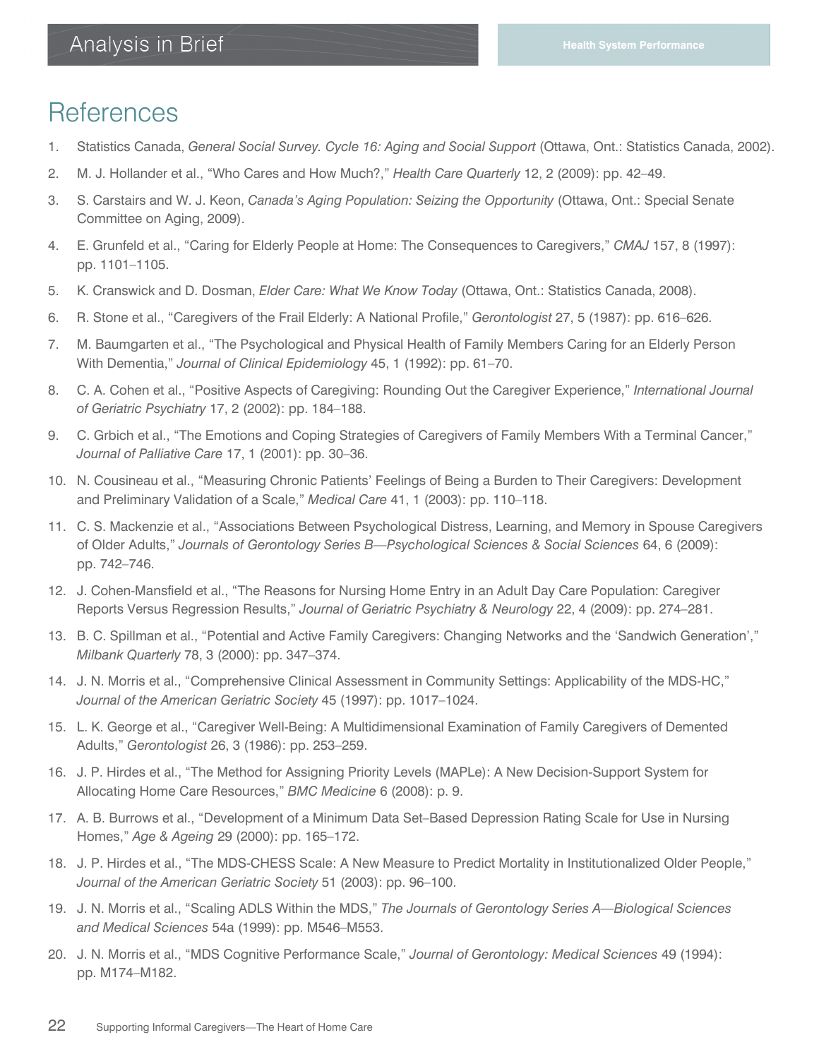# References

1. Statistics Canada, *General Social Survey. Cycle 16: Aging and Social Support* (Ottawa, Ont.: Statistics Canada, 2002).
2. M. J. Hollander et al., "Who Cares and How Much?," *Health Care Quarterly* 12, 2 (2009): pp. 42–49.
3. S. Carstairs and W. J. Keon, *Canada's Aging Population: Seizing the Opportunity* (Ottawa, Ont.: Special Senate Committee on Aging, 2009).
4. E. Grunfeld et al., "Caring for Elderly People at Home: The Consequences to Caregivers," *CMAJ* 157, 8 (1997): pp. 1101–1105.
5. K. Cranswick and D. Dosman, *Elder Care: What We Know Today* (Ottawa, Ont.: Statistics Canada, 2008).
6. R. Stone et al., "Caregivers of the Frail Elderly: A National Profile," *Gerontologist* 27, 5 (1987): pp. 616–626.
7. M. Baumgarten et al., "The Psychological and Physical Health of Family Members Caring for an Elderly Person With Dementia," *Journal of Clinical Epidemiology* 45, 1 (1992): pp. 61–70.
8. C. A. Cohen et al., "Positive Aspects of Caregiving: Rounding Out the Caregiver Experience," *International Journal of Geriatric Psychiatry* 17, 2 (2002): pp. 184–188.
9. C. Grbich et al., "The Emotions and Coping Strategies of Caregivers of Family Members With a Terminal Cancer," *Journal of Palliative Care* 17, 1 (2001): pp. 30–36.
10. N. Cousineau et al., "Measuring Chronic Patients' Feelings of Being a Burden to Their Caregivers: Development and Preliminary Validation of a Scale," *Medical Care* 41, 1 (2003): pp. 110–118.
11. C. S. Mackenzie et al., "Associations Between Psychological Distress, Learning, and Memory in Spouse Caregivers of Older Adults," *Journals of Gerontology Series B—Psychological Sciences & Social Sciences* 64, 6 (2009): pp. 742–746.
12. J. Cohen-Mansfield et al., "The Reasons for Nursing Home Entry in an Adult Day Care Population: Caregiver Reports Versus Regression Results," *Journal of Geriatric Psychiatry & Neurology* 22, 4 (2009): pp. 274–281.
13. B. C. Spillman et al., "Potential and Active Family Caregivers: Changing Networks and the 'Sandwich Generation'," *Milbank Quarterly* 78, 3 (2000): pp. 347–374.
14. J. N. Morris et al., "Comprehensive Clinical Assessment in Community Settings: Applicability of the MDS-HC," *Journal of the American Geriatric Society* 45 (1997): pp. 1017–1024.
15. L. K. George et al., "Caregiver Well-Being: A Multidimensional Examination of Family Caregivers of Demented Adults," *Gerontologist* 26, 3 (1986): pp. 253–259.
16. J. P. Hirdes et al., "The Method for Assigning Priority Levels (MAPLe): A New Decision-Support System for Allocating Home Care Resources," *BMC Medicine* 6 (2008): p. 9.
17. A. B. Burrows et al., "Development of a Minimum Data Set–Based Depression Rating Scale for Use in Nursing Homes," *Age & Ageing* 29 (2000): pp. 165–172.
18. J. P. Hirdes et al., "The MDS-CHESS Scale: A New Measure to Predict Mortality in Institutionalized Older People," *Journal of the American Geriatric Society* 51 (2003): pp. 96–100.
19. J. N. Morris et al., "Scaling ADLS Within the MDS," *The Journals of Gerontology Series A—Biological Sciences and Medical Sciences* 54a (1999): pp. M546–M553.
20. J. N. Morris et al., "MDS Cognitive Performance Scale," *Journal of Gerontology: Medical Sciences* 49 (1994): pp. M174–M182.